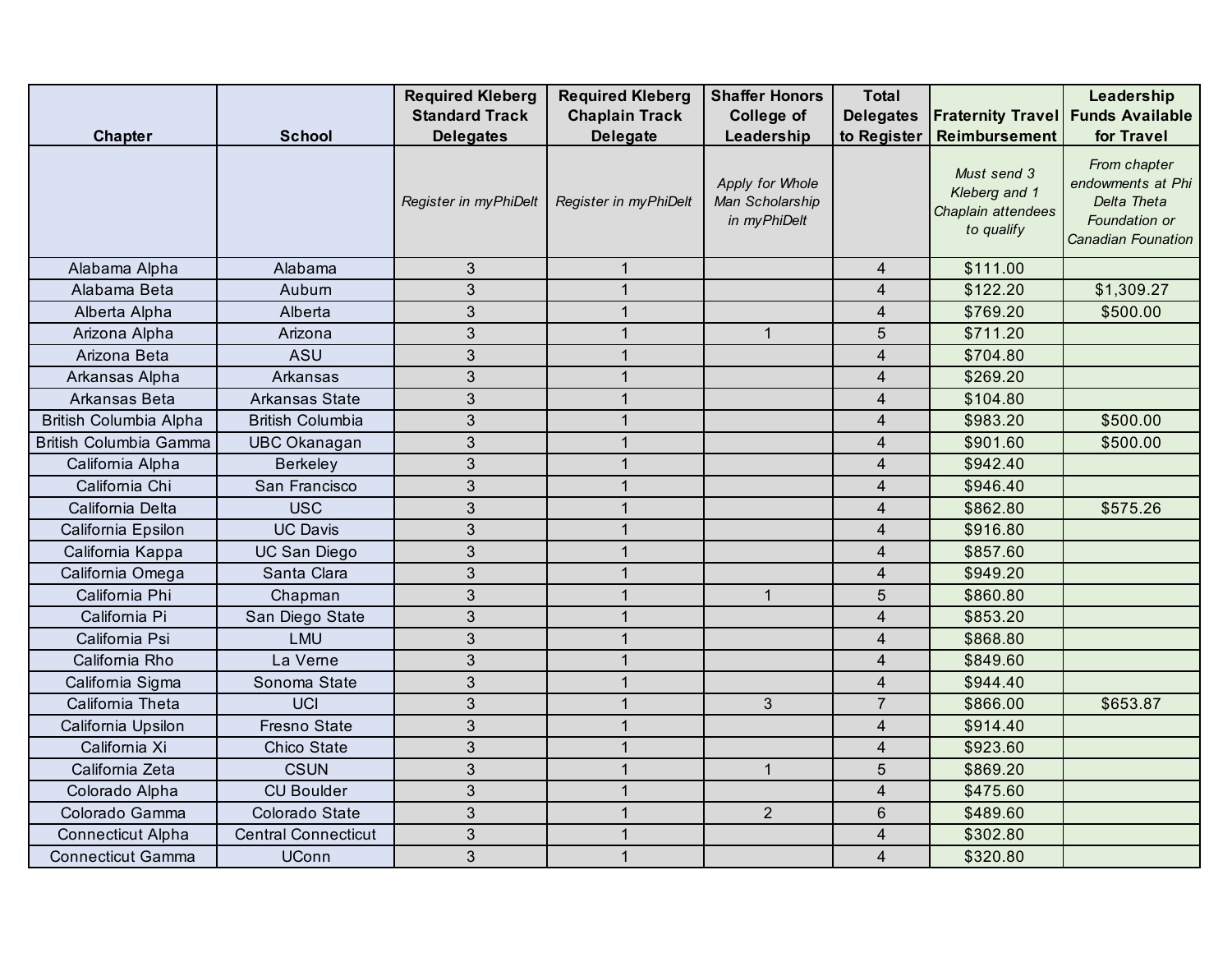| Chapter | School | Required Kleberg Standard Track Delegates | Required Kleberg Chaplain Track Delegate | Shaffer Honors College of Leadership | Total Delegates to Register | Fraternity Travel Reimbursement | Leadership Funds Available for Travel |
|---|---|---|---|---|---|---|---|
| | | *Register in myPhiDelt* | *Register in myPhiDelt* | *Apply for Whole Man Scholarship in myPhiDelt* | | *Must send 3 Kleberg and 1 Chaplain attendees to qualify* | *From chapter endowments at Phi Delta Theta Foundation or Canadian Founation* |
| Alabama Alpha | Alabama | 3 | 1 | | 4 | $111.00 | |
| Alabama Beta | Auburn | 3 | 1 | | 4 | $122.20 | $1,309.27 |
| Alberta Alpha | Alberta | 3 | 1 | | 4 | $769.20 | $500.00 |
| Arizona Alpha | Arizona | 3 | 1 | 1 | 5 | $711.20 | |
| Arizona Beta | ASU | 3 | 1 | | 4 | $704.80 | |
| Arkansas Alpha | Arkansas | 3 | 1 | | 4 | $269.20 | |
| Arkansas Beta | Arkansas State | 3 | 1 | | 4 | $104.80 | |
| British Columbia Alpha | British Columbia | 3 | 1 | | 4 | $983.20 | $500.00 |
| British Columbia Gamma | UBC Okanagan | 3 | 1 | | 4 | $901.60 | $500.00 |
| California Alpha | Berkeley | 3 | 1 | | 4 | $942.40 | |
| California Chi | San Francisco | 3 | 1 | | 4 | $946.40 | |
| California Delta | USC | 3 | 1 | | 4 | $862.80 | $575.26 |
| California Epsilon | UC Davis | 3 | 1 | | 4 | $916.80 | |
| California Kappa | UC San Diego | 3 | 1 | | 4 | $857.60 | |
| California Omega | Santa Clara | 3 | 1 | | 4 | $949.20 | |
| California Phi | Chapman | 3 | 1 | 1 | 5 | $860.80 | |
| California Pi | San Diego State | 3 | 1 | | 4 | $853.20 | |
| California Psi | LMU | 3 | 1 | | 4 | $868.80 | |
| California Rho | La Verne | 3 | 1 | | 4 | $849.60 | |
| California Sigma | Sonoma State | 3 | 1 | | 4 | $944.40 | |
| California Theta | UCI | 3 | 1 | 3 | 7 | $866.00 | $653.87 |
| California Upsilon | Fresno State | 3 | 1 | | 4 | $914.40 | |
| California Xi | Chico State | 3 | 1 | | 4 | $923.60 | |
| California Zeta | CSUN | 3 | 1 | 1 | 5 | $869.20 | |
| Colorado Alpha | CU Boulder | 3 | 1 | | 4 | $475.60 | |
| Colorado Gamma | Colorado State | 3 | 1 | 2 | 6 | $489.60 | |
| Connecticut Alpha | Central Connecticut | 3 | 1 | | 4 | $302.80 | |
| Connecticut Gamma | UConn | 3 | 1 | | 4 | $320.80 | |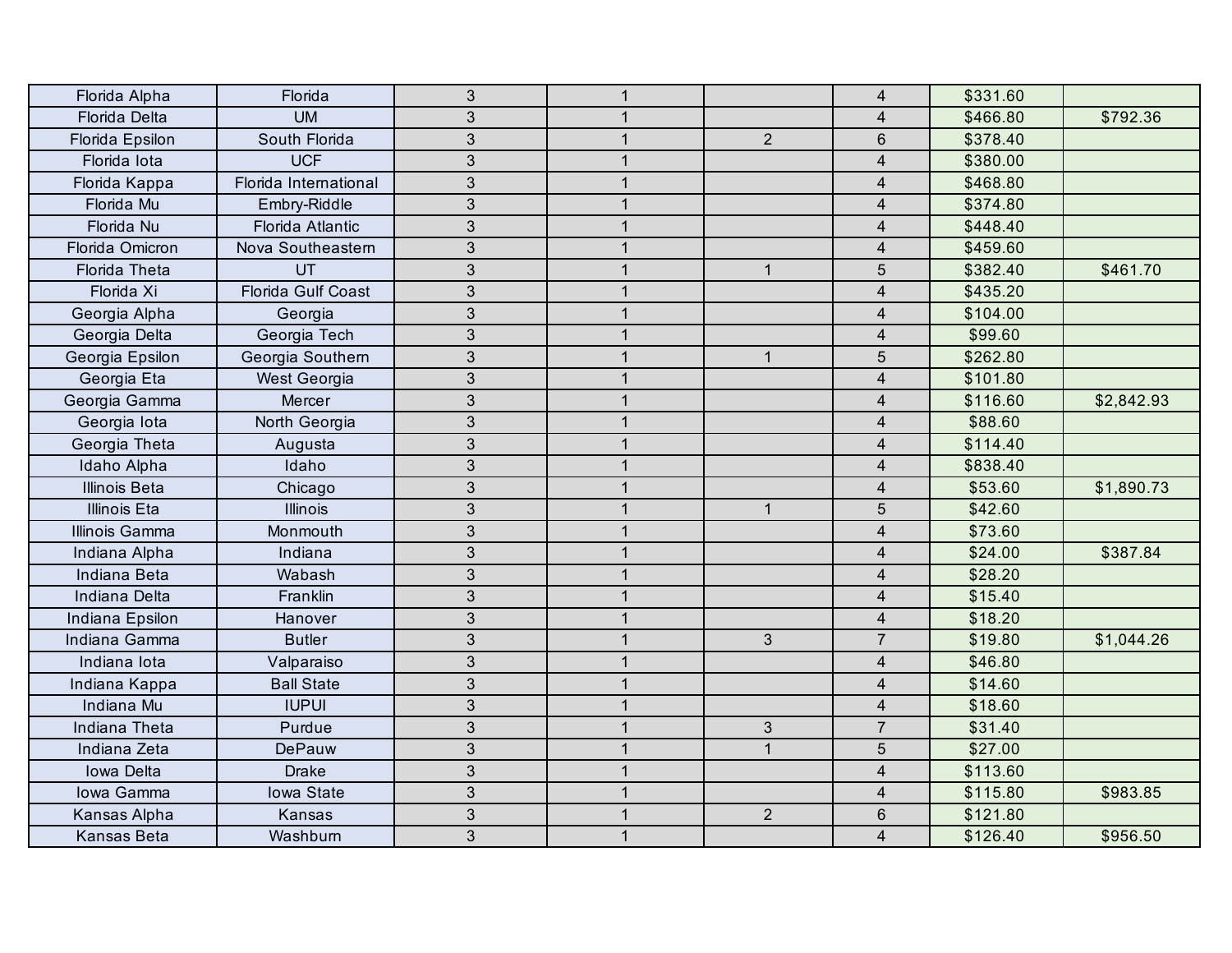| | | | | | | | |
|---|---|---|---|---|---|---|---|
| Florida Alpha | Florida | 3 | 1 | | 4 | $331.60 | |
| Florida Delta | UM | 3 | 1 | | 4 | $466.80 | $792.36 |
| Florida Epsilon | South Florida | 3 | 1 | 2 | 6 | $378.40 | |
| Florida Iota | UCF | 3 | 1 | | 4 | $380.00 | |
| Florida Kappa | Florida International | 3 | 1 | | 4 | $468.80 | |
| Florida Mu | Embry-Riddle | 3 | 1 | | 4 | $374.80 | |
| Florida Nu | Florida Atlantic | 3 | 1 | | 4 | $448.40 | |
| Florida Omicron | Nova Southeastern | 3 | 1 | | 4 | $459.60 | |
| Florida Theta | UT | 3 | 1 | 1 | 5 | $382.40 | $461.70 |
| Florida Xi | Florida Gulf Coast | 3 | 1 | | 4 | $435.20 | |
| Georgia Alpha | Georgia | 3 | 1 | | 4 | $104.00 | |
| Georgia Delta | Georgia Tech | 3 | 1 | | 4 | $99.60 | |
| Georgia Epsilon | Georgia Southern | 3 | 1 | 1 | 5 | $262.80 | |
| Georgia Eta | West Georgia | 3 | 1 | | 4 | $101.80 | |
| Georgia Gamma | Mercer | 3 | 1 | | 4 | $116.60 | $2,842.93 |
| Georgia Iota | North Georgia | 3 | 1 | | 4 | $88.60 | |
| Georgia Theta | Augusta | 3 | 1 | | 4 | $114.40 | |
| Idaho Alpha | Idaho | 3 | 1 | | 4 | $838.40 | |
| Illinois Beta | Chicago | 3 | 1 | | 4 | $53.60 | $1,890.73 |
| Illinois Eta | Illinois | 3 | 1 | 1 | 5 | $42.60 | |
| Illinois Gamma | Monmouth | 3 | 1 | | 4 | $73.60 | |
| Indiana Alpha | Indiana | 3 | 1 | | 4 | $24.00 | $387.84 |
| Indiana Beta | Wabash | 3 | 1 | | 4 | $28.20 | |
| Indiana Delta | Franklin | 3 | 1 | | 4 | $15.40 | |
| Indiana Epsilon | Hanover | 3 | 1 | | 4 | $18.20 | |
| Indiana Gamma | Butler | 3 | 1 | 3 | 7 | $19.80 | $1,044.26 |
| Indiana Iota | Valparaiso | 3 | 1 | | 4 | $46.80 | |
| Indiana Kappa | Ball State | 3 | 1 | | 4 | $14.60 | |
| Indiana Mu | IUPUI | 3 | 1 | | 4 | $18.60 | |
| Indiana Theta | Purdue | 3 | 1 | 3 | 7 | $31.40 | |
| Indiana Zeta | DePauw | 3 | 1 | 1 | 5 | $27.00 | |
| Iowa Delta | Drake | 3 | 1 | | 4 | $113.60 | |
| Iowa Gamma | Iowa State | 3 | 1 | | 4 | $115.80 | $983.85 |
| Kansas Alpha | Kansas | 3 | 1 | 2 | 6 | $121.80 | |
| Kansas Beta | Washburn | 3 | 1 | | 4 | $126.40 | $956.50 |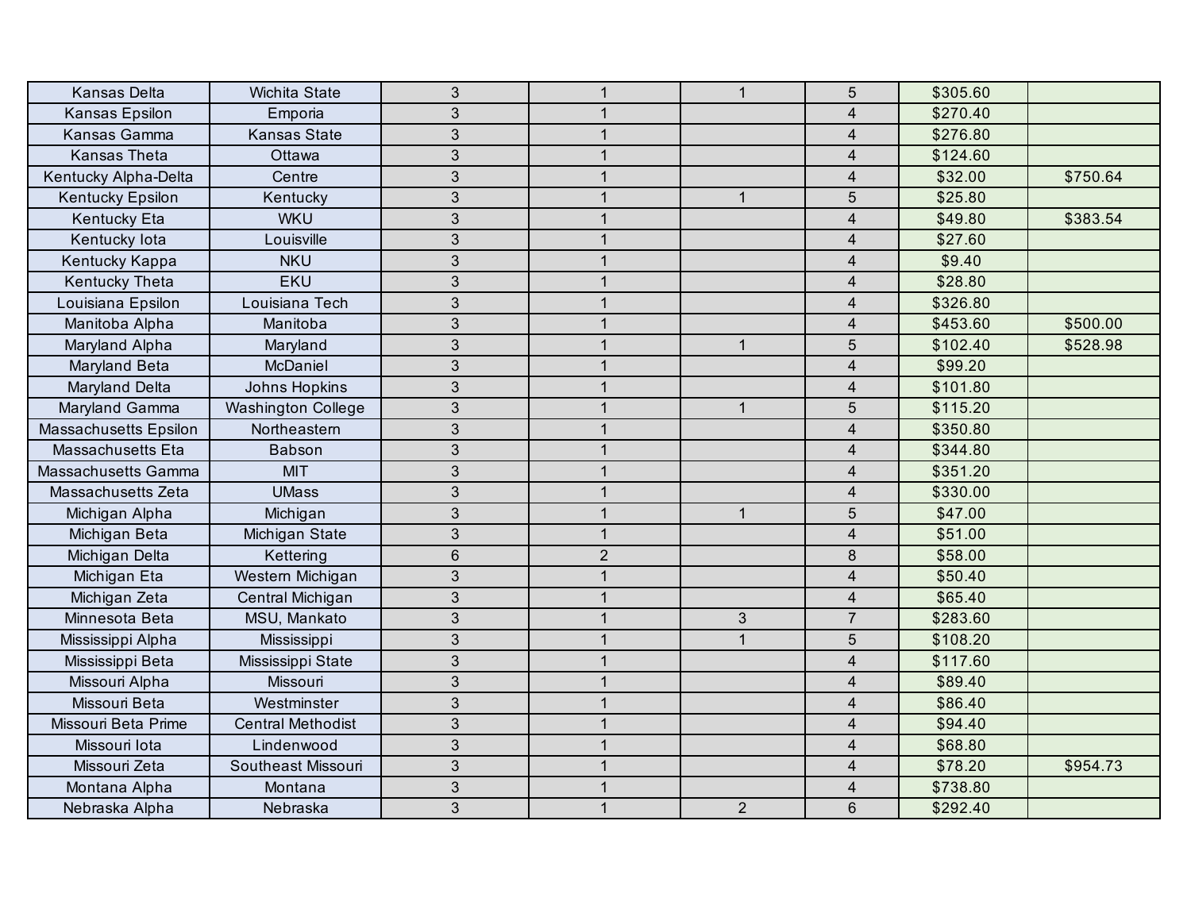| | | | | | | | |
|---|---|---|---|---|---|---|---|
| Kansas Delta | Wichita State | 3 | 1 | 1 | 5 | $305.60 | |
| Kansas Epsilon | Emporia | 3 | 1 | | 4 | $270.40 | |
| Kansas Gamma | Kansas State | 3 | 1 | | 4 | $276.80 | |
| Kansas Theta | Ottawa | 3 | 1 | | 4 | $124.60 | |
| Kentucky Alpha-Delta | Centre | 3 | 1 | | 4 | $32.00 | $750.64 |
| Kentucky Epsilon | Kentucky | 3 | 1 | 1 | 5 | $25.80 | |
| Kentucky Eta | WKU | 3 | 1 | | 4 | $49.80 | $383.54 |
| Kentucky Iota | Louisville | 3 | 1 | | 4 | $27.60 | |
| Kentucky Kappa | NKU | 3 | 1 | | 4 | $9.40 | |
| Kentucky Theta | EKU | 3 | 1 | | 4 | $28.80 | |
| Louisiana Epsilon | Louisiana Tech | 3 | 1 | | 4 | $326.80 | |
| Manitoba Alpha | Manitoba | 3 | 1 | | 4 | $453.60 | $500.00 |
| Maryland Alpha | Maryland | 3 | 1 | 1 | 5 | $102.40 | $528.98 |
| Maryland Beta | McDaniel | 3 | 1 | | 4 | $99.20 | |
| Maryland Delta | Johns Hopkins | 3 | 1 | | 4 | $101.80 | |
| Maryland Gamma | Washington College | 3 | 1 | 1 | 5 | $115.20 | |
| Massachusetts Epsilon | Northeastern | 3 | 1 | | 4 | $350.80 | |
| Massachusetts Eta | Babson | 3 | 1 | | 4 | $344.80 | |
| Massachusetts Gamma | MIT | 3 | 1 | | 4 | $351.20 | |
| Massachusetts Zeta | UMass | 3 | 1 | | 4 | $330.00 | |
| Michigan Alpha | Michigan | 3 | 1 | 1 | 5 | $47.00 | |
| Michigan Beta | Michigan State | 3 | 1 | | 4 | $51.00 | |
| Michigan Delta | Kettering | 6 | 2 | | 8 | $58.00 | |
| Michigan Eta | Western Michigan | 3 | 1 | | 4 | $50.40 | |
| Michigan Zeta | Central Michigan | 3 | 1 | | 4 | $65.40 | |
| Minnesota Beta | MSU, Mankato | 3 | 1 | 3 | 7 | $283.60 | |
| Mississippi Alpha | Mississippi | 3 | 1 | 1 | 5 | $108.20 | |
| Mississippi Beta | Mississippi State | 3 | 1 | | 4 | $117.60 | |
| Missouri Alpha | Missouri | 3 | 1 | | 4 | $89.40 | |
| Missouri Beta | Westminster | 3 | 1 | | 4 | $86.40 | |
| Missouri Beta Prime | Central Methodist | 3 | 1 | | 4 | $94.40 | |
| Missouri Iota | Lindenwood | 3 | 1 | | 4 | $68.80 | |
| Missouri Zeta | Southeast Missouri | 3 | 1 | | 4 | $78.20 | $954.73 |
| Montana Alpha | Montana | 3 | 1 | | 4 | $738.80 | |
| Nebraska Alpha | Nebraska | 3 | 1 | 2 | 6 | $292.40 | |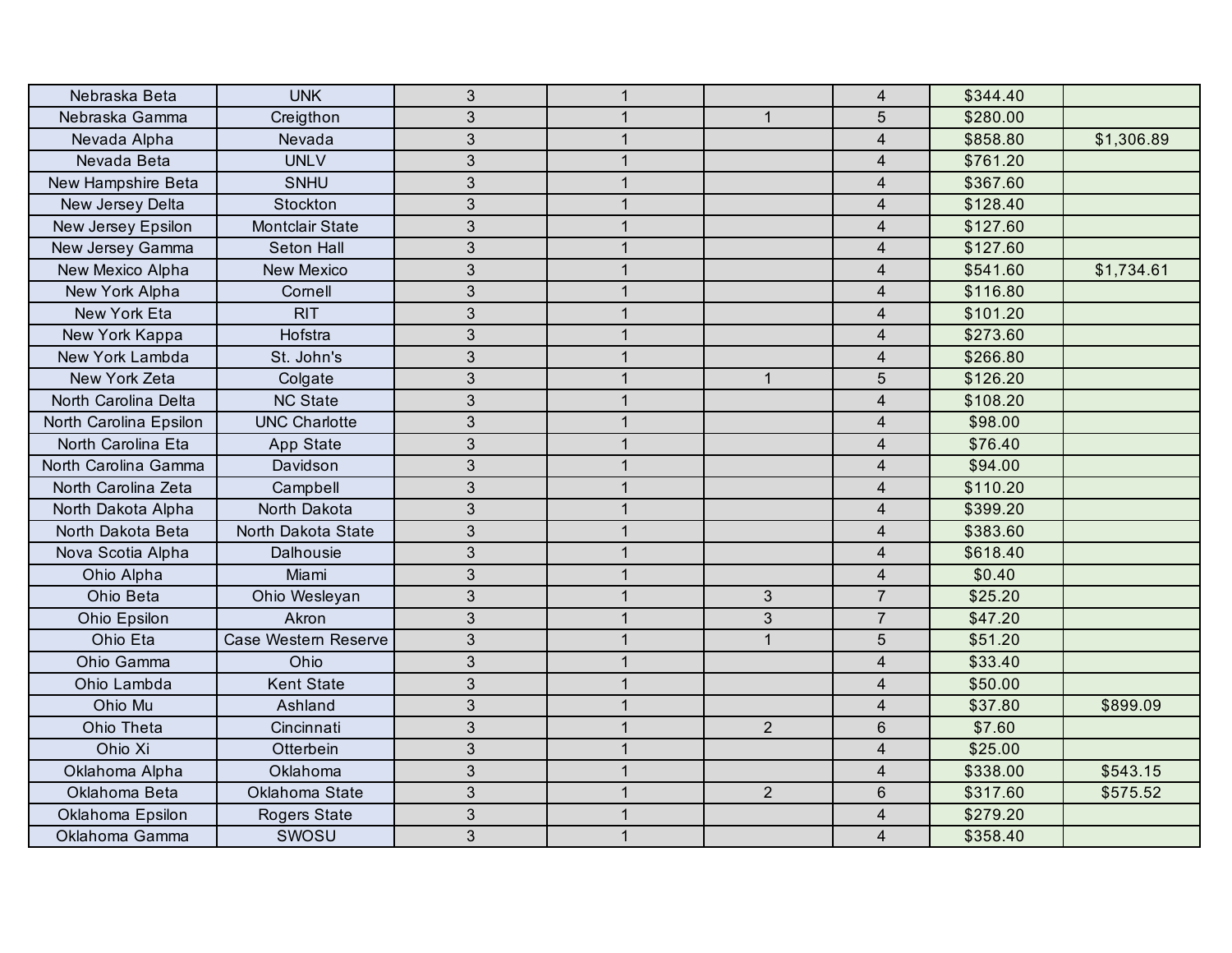| | | | | | | | |
|---|---|---|---|---|---|---|---|
| Nebraska Beta | UNK | 3 | 1 | | 4 | $344.40 | |
| Nebraska Gamma | Creigthon | 3 | 1 | 1 | 5 | $280.00 | |
| Nevada Alpha | Nevada | 3 | 1 | | 4 | $858.80 | $1,306.89 |
| Nevada Beta | UNLV | 3 | 1 | | 4 | $761.20 | |
| New Hampshire Beta | SNHU | 3 | 1 | | 4 | $367.60 | |
| New Jersey Delta | Stockton | 3 | 1 | | 4 | $128.40 | |
| New Jersey Epsilon | Montclair State | 3 | 1 | | 4 | $127.60 | |
| New Jersey Gamma | Seton Hall | 3 | 1 | | 4 | $127.60 | |
| New Mexico Alpha | New Mexico | 3 | 1 | | 4 | $541.60 | $1,734.61 |
| New York Alpha | Cornell | 3 | 1 | | 4 | $116.80 | |
| New York Eta | RIT | 3 | 1 | | 4 | $101.20 | |
| New York Kappa | Hofstra | 3 | 1 | | 4 | $273.60 | |
| New York Lambda | St. John's | 3 | 1 | | 4 | $266.80 | |
| New York Zeta | Colgate | 3 | 1 | 1 | 5 | $126.20 | |
| North Carolina Delta | NC State | 3 | 1 | | 4 | $108.20 | |
| North Carolina Epsilon | UNC Charlotte | 3 | 1 | | 4 | $98.00 | |
| North Carolina Eta | App State | 3 | 1 | | 4 | $76.40 | |
| North Carolina Gamma | Davidson | 3 | 1 | | 4 | $94.00 | |
| North Carolina Zeta | Campbell | 3 | 1 | | 4 | $110.20 | |
| North Dakota Alpha | North Dakota | 3 | 1 | | 4 | $399.20 | |
| North Dakota Beta | North Dakota State | 3 | 1 | | 4 | $383.60 | |
| Nova Scotia Alpha | Dalhousie | 3 | 1 | | 4 | $618.40 | |
| Ohio Alpha | Miami | 3 | 1 | | 4 | $0.40 | |
| Ohio Beta | Ohio Wesleyan | 3 | 1 | 3 | 7 | $25.20 | |
| Ohio Epsilon | Akron | 3 | 1 | 3 | 7 | $47.20 | |
| Ohio Eta | Case Western Reserve | 3 | 1 | 1 | 5 | $51.20 | |
| Ohio Gamma | Ohio | 3 | 1 | | 4 | $33.40 | |
| Ohio Lambda | Kent State | 3 | 1 | | 4 | $50.00 | |
| Ohio Mu | Ashland | 3 | 1 | | 4 | $37.80 | $899.09 |
| Ohio Theta | Cincinnati | 3 | 1 | 2 | 6 | $7.60 | |
| Ohio Xi | Otterbein | 3 | 1 | | 4 | $25.00 | |
| Oklahoma Alpha | Oklahoma | 3 | 1 | | 4 | $338.00 | $543.15 |
| Oklahoma Beta | Oklahoma State | 3 | 1 | 2 | 6 | $317.60 | $575.52 |
| Oklahoma Epsilon | Rogers State | 3 | 1 | | 4 | $279.20 | |
| Oklahoma Gamma | SWOSU | 3 | 1 | | 4 | $358.40 | |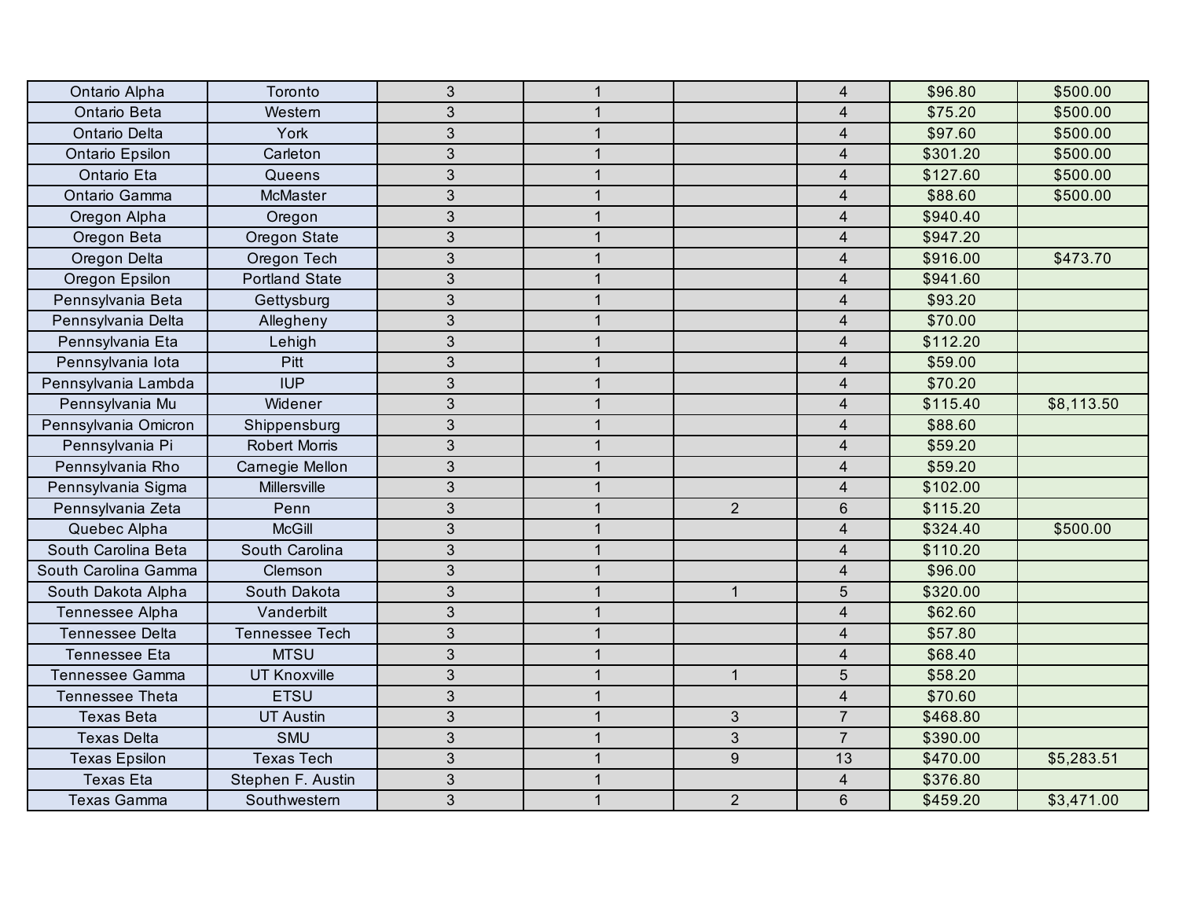| | | | | | | | |
|---|---|---|---|---|---|---|---|
| Ontario Alpha | Toronto | 3 | 1 | | 4 | $96.80 | $500.00 |
| Ontario Beta | Western | 3 | 1 | | 4 | $75.20 | $500.00 |
| Ontario Delta | York | 3 | 1 | | 4 | $97.60 | $500.00 |
| Ontario Epsilon | Carleton | 3 | 1 | | 4 | $301.20 | $500.00 |
| Ontario Eta | Queens | 3 | 1 | | 4 | $127.60 | $500.00 |
| Ontario Gamma | McMaster | 3 | 1 | | 4 | $88.60 | $500.00 |
| Oregon Alpha | Oregon | 3 | 1 | | 4 | $940.40 | |
| Oregon Beta | Oregon State | 3 | 1 | | 4 | $947.20 | |
| Oregon Delta | Oregon Tech | 3 | 1 | | 4 | $916.00 | $473.70 |
| Oregon Epsilon | Portland State | 3 | 1 | | 4 | $941.60 | |
| Pennsylvania Beta | Gettysburg | 3 | 1 | | 4 | $93.20 | |
| Pennsylvania Delta | Allegheny | 3 | 1 | | 4 | $70.00 | |
| Pennsylvania Eta | Lehigh | 3 | 1 | | 4 | $112.20 | |
| Pennsylvania Iota | Pitt | 3 | 1 | | 4 | $59.00 | |
| Pennsylvania Lambda | IUP | 3 | 1 | | 4 | $70.20 | |
| Pennsylvania Mu | Widener | 3 | 1 | | 4 | $115.40 | $8,113.50 |
| Pennsylvania Omicron | Shippensburg | 3 | 1 | | 4 | $88.60 | |
| Pennsylvania Pi | Robert Morris | 3 | 1 | | 4 | $59.20 | |
| Pennsylvania Rho | Carnegie Mellon | 3 | 1 | | 4 | $59.20 | |
| Pennsylvania Sigma | Millersville | 3 | 1 | | 4 | $102.00 | |
| Pennsylvania Zeta | Penn | 3 | 1 | 2 | 6 | $115.20 | |
| Quebec Alpha | McGill | 3 | 1 | | 4 | $324.40 | $500.00 |
| South Carolina Beta | South Carolina | 3 | 1 | | 4 | $110.20 | |
| South Carolina Gamma | Clemson | 3 | 1 | | 4 | $96.00 | |
| South Dakota Alpha | South Dakota | 3 | 1 | 1 | 5 | $320.00 | |
| Tennessee Alpha | Vanderbilt | 3 | 1 | | 4 | $62.60 | |
| Tennessee Delta | Tennessee Tech | 3 | 1 | | 4 | $57.80 | |
| Tennessee Eta | MTSU | 3 | 1 | | 4 | $68.40 | |
| Tennessee Gamma | UT Knoxville | 3 | 1 | 1 | 5 | $58.20 | |
| Tennessee Theta | ETSU | 3 | 1 | | 4 | $70.60 | |
| Texas Beta | UT Austin | 3 | 1 | 3 | 7 | $468.80 | |
| Texas Delta | SMU | 3 | 1 | 3 | 7 | $390.00 | |
| Texas Epsilon | Texas Tech | 3 | 1 | 9 | 13 | $470.00 | $5,283.51 |
| Texas Eta | Stephen F. Austin | 3 | 1 | | 4 | $376.80 | |
| Texas Gamma | Southwestern | 3 | 1 | 2 | 6 | $459.20 | $3,471.00 |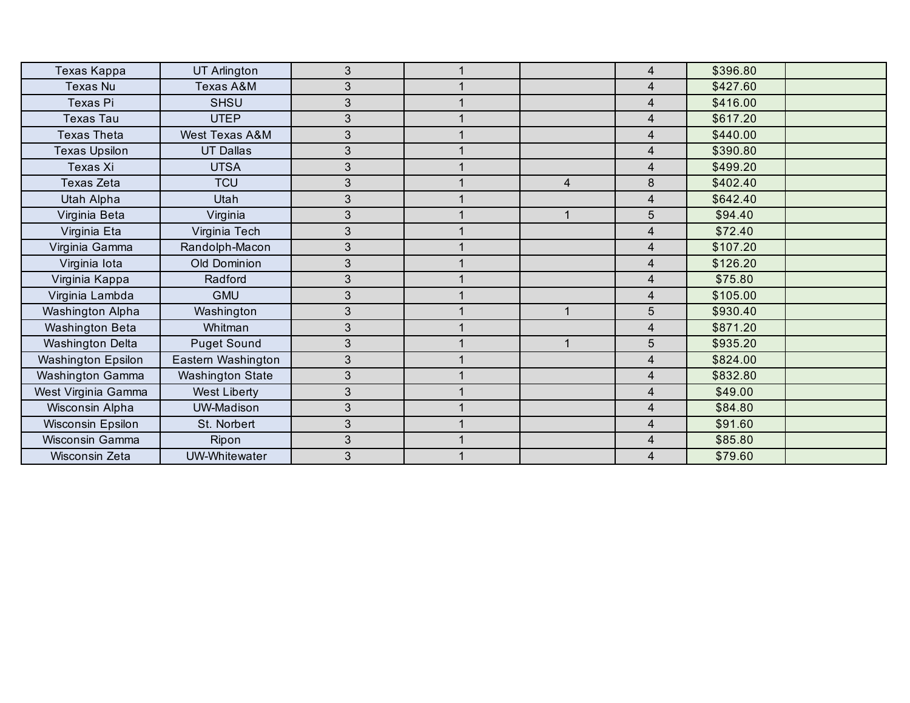| | | | | | | | |
|---|---|---|---|---|---|---|---|
| Texas Kappa | UT Arlington | 3 | 1 | | 4 | $396.80 | |
| Texas Nu | Texas A&M | 3 | 1 | | 4 | $427.60 | |
| Texas Pi | SHSU | 3 | 1 | | 4 | $416.00 | |
| Texas Tau | UTEP | 3 | 1 | | 4 | $617.20 | |
| Texas Theta | West Texas A&M | 3 | 1 | | 4 | $440.00 | |
| Texas Upsilon | UT Dallas | 3 | 1 | | 4 | $390.80 | |
| Texas Xi | UTSA | 3 | 1 | | 4 | $499.20 | |
| Texas Zeta | TCU | 3 | 1 | 4 | 8 | $402.40 | |
| Utah Alpha | Utah | 3 | 1 | | 4 | $642.40 | |
| Virginia Beta | Virginia | 3 | 1 | 1 | 5 | $94.40 | |
| Virginia Eta | Virginia Tech | 3 | 1 | | 4 | $72.40 | |
| Virginia Gamma | Randolph-Macon | 3 | 1 | | 4 | $107.20 | |
| Virginia Iota | Old Dominion | 3 | 1 | | 4 | $126.20 | |
| Virginia Kappa | Radford | 3 | 1 | | 4 | $75.80 | |
| Virginia Lambda | GMU | 3 | 1 | | 4 | $105.00 | |
| Washington Alpha | Washington | 3 | 1 | 1 | 5 | $930.40 | |
| Washington Beta | Whitman | 3 | 1 | | 4 | $871.20 | |
| Washington Delta | Puget Sound | 3 | 1 | 1 | 5 | $935.20 | |
| Washington Epsilon | Eastern Washington | 3 | 1 | | 4 | $824.00 | |
| Washington Gamma | Washington State | 3 | 1 | | 4 | $832.80 | |
| West Virginia Gamma | West Liberty | 3 | 1 | | 4 | $49.00 | |
| Wisconsin Alpha | UW-Madison | 3 | 1 | | 4 | $84.80 | |
| Wisconsin Epsilon | St. Norbert | 3 | 1 | | 4 | $91.60 | |
| Wisconsin Gamma | Ripon | 3 | 1 | | 4 | $85.80 | |
| Wisconsin Zeta | UW-Whitewater | 3 | 1 | | 4 | $79.60 | |